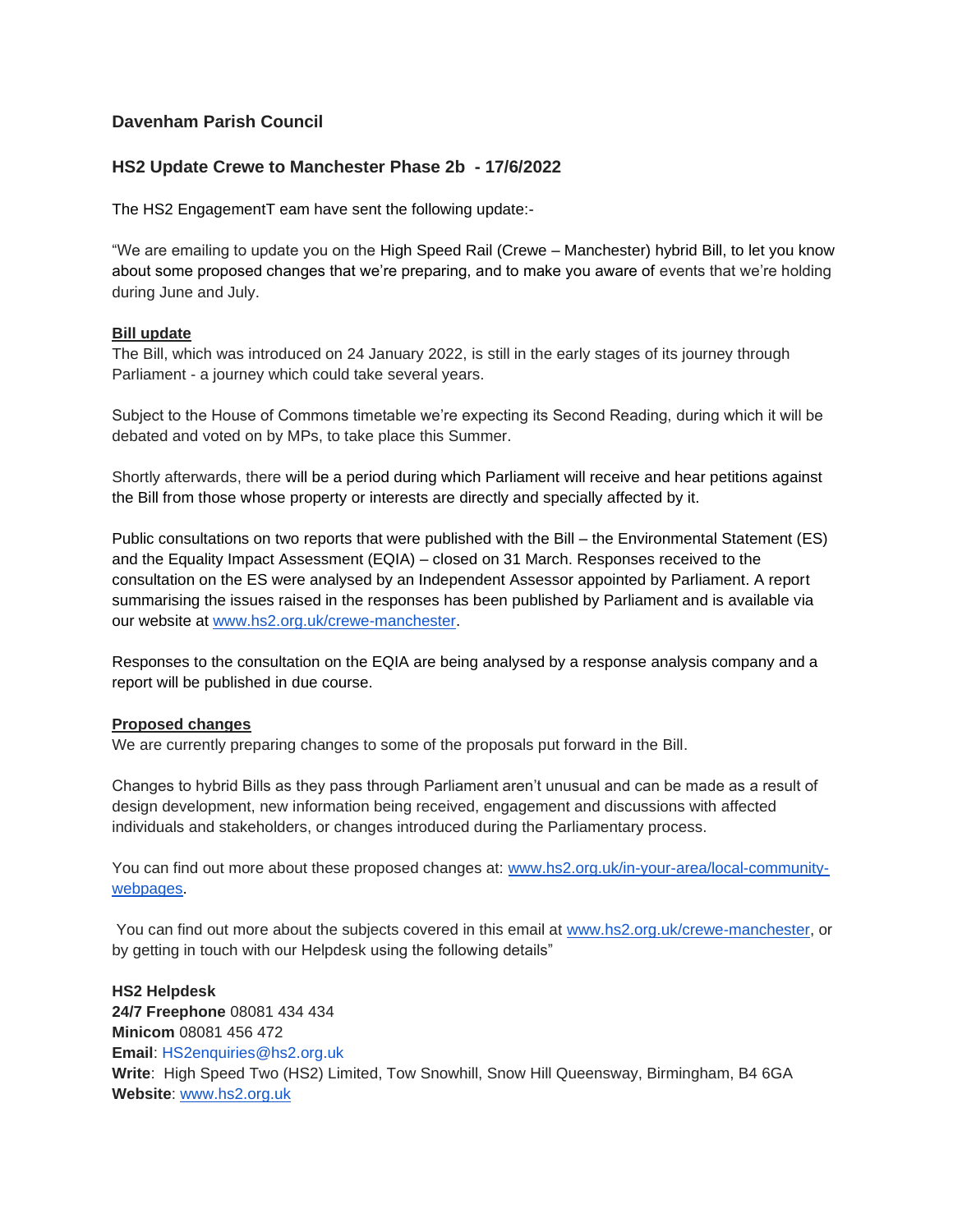## Davenham Parish Council

## HS2 Update Crewe to Manchester Phase 2b - 17/6/2022

The HS2 EngagementT eam have sent the following update:-

"We are emailing to update you on the High Speed Rail (Crewe – Manchester) hybrid Bill, to let you know about some proposed changes that we're preparing, and to make you aware of events that we're holding during June and July.

**Bill update**

The Bill, which was introduced on 24 January 2022, is still in the early stages of its journey through Parliament - a journey which could take several years.

Subject to the House of Commons timetable we're expecting its Second Reading, during which it will be debated and voted on by MPs, to take place this Summer.

Shortly afterwards, there will be a period during which Parliament will receive and hear petitions against the Bill from those whose property or interests are directly and specially affected by it.

Public consultations on two reports that were published with the Bill – the Environmental Statement (ES) and the Equality Impact Assessment (EQIA) – closed on 31 March. Responses received to the consultation on the ES were analysed by an Independent Assessor appointed by Parliament. A report summarising the issues raised in the responses has been published by Parliament and is available via our website at www.hs2.org.uk/crewe-manchester.

Responses to the consultation on the EQIA are being analysed by a response analysis company and a report will be published in due course.

**Proposed changes**

We are currently preparing changes to some of the proposals put forward in the Bill.

Changes to hybrid Bills as they pass through Parliament aren't unusual and can be made as a result of design development, new information being received, engagement and discussions with affected individuals and stakeholders, or changes introduced during the Parliamentary process.

You can find out more about these proposed changes at: www.hs2.org.uk/in-your-area/local-community-webpages.

You can find out more about the subjects covered in this email at www.hs2.org.uk/crewe-manchester, or by getting in touch with our Helpdesk using the following details"

**HS2 Helpdesk**
**24/7 Freephone** 08081 434 434
**Minicom** 08081 456 472
**Email**: HS2enquiries@hs2.org.uk
**Write**: High Speed Two (HS2) Limited, Tow Snowhill, Snow Hill Queensway, Birmingham, B4 6GA
**Website**: www.hs2.org.uk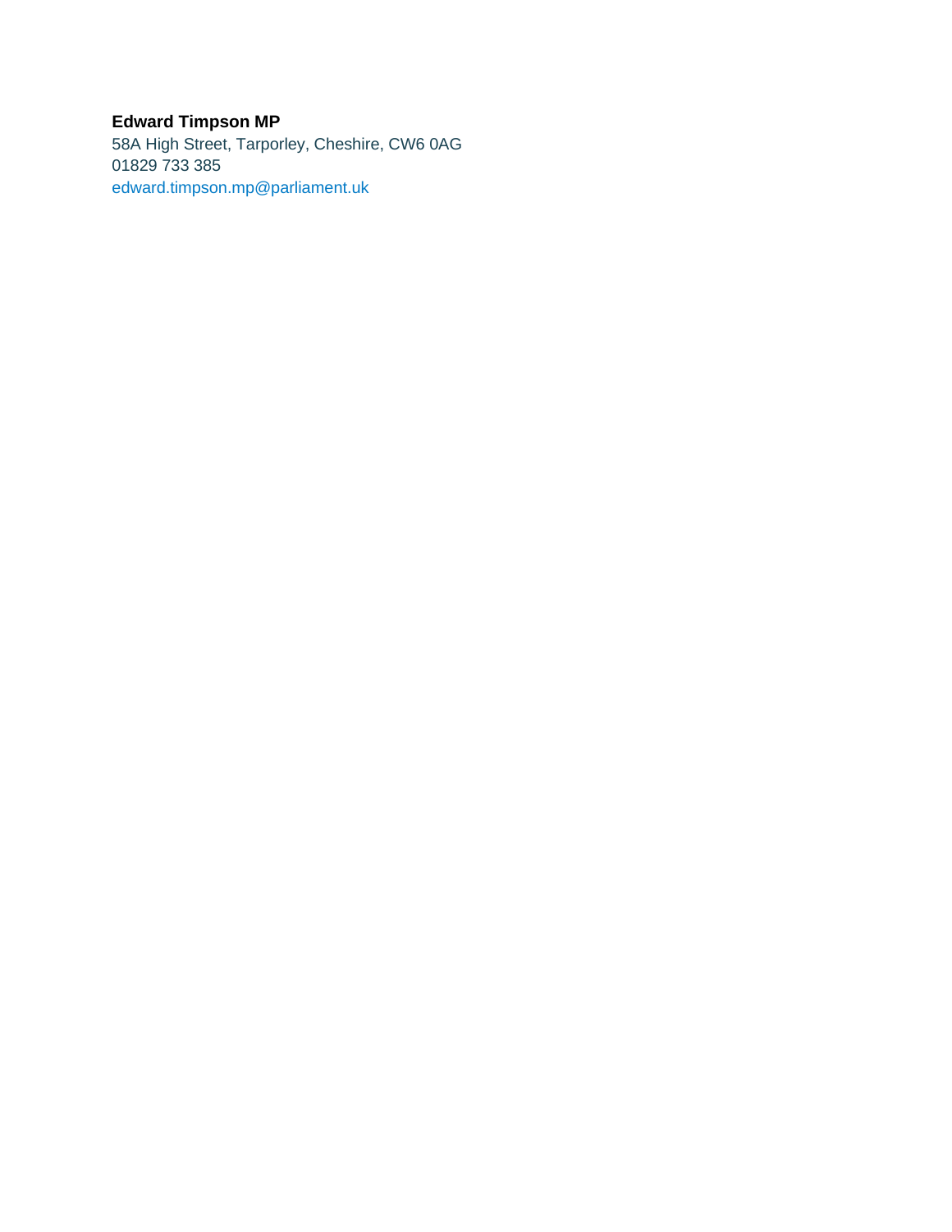**Edward Timpson MP**
58A High Street, Tarporley, Cheshire, CW6 0AG
01829 733 385
edward.timpson.mp@parliament.uk